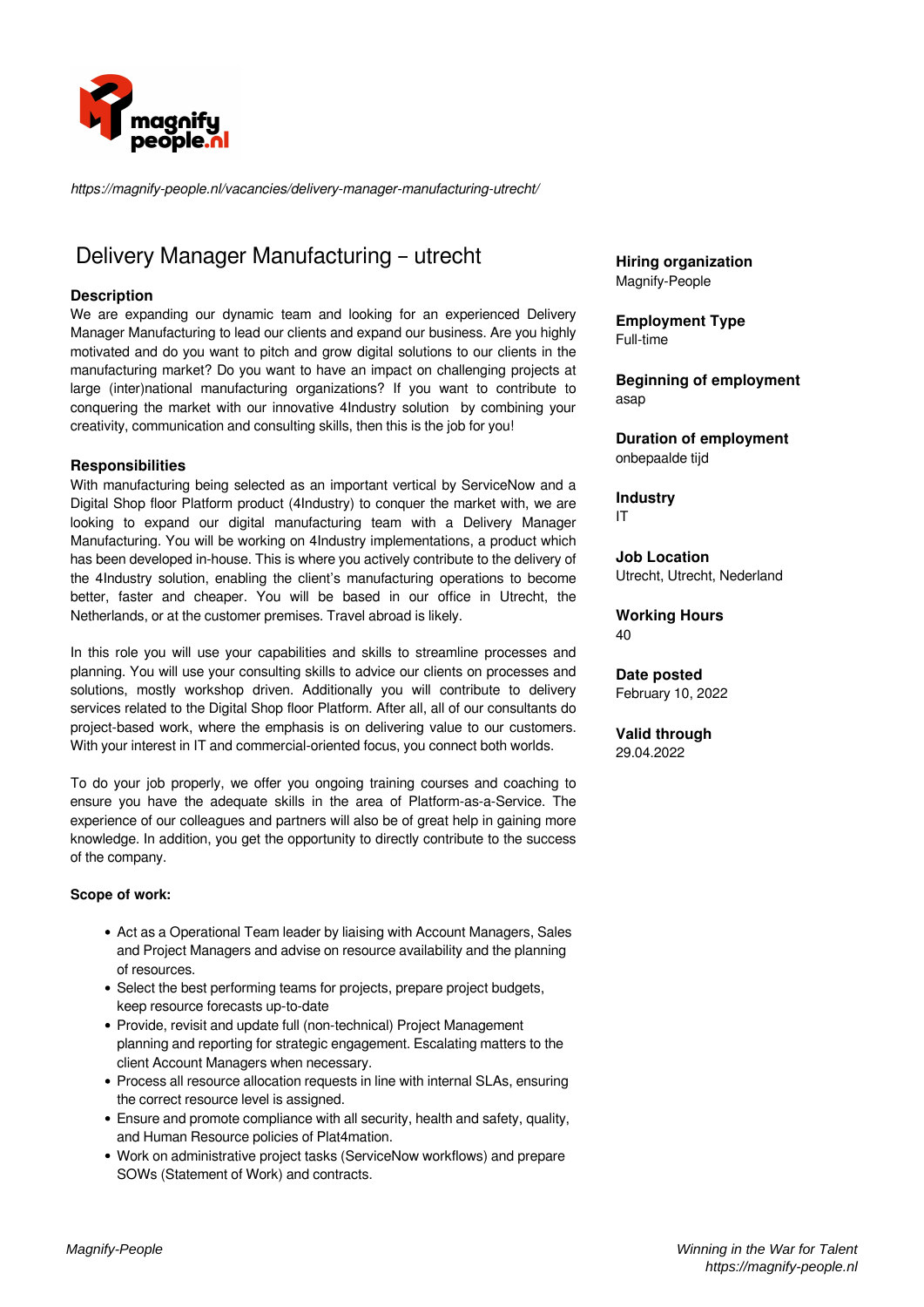https://magnify-people.nl/vacancies/delivery-manager-manufacturing-utrecht/

# Delivery Manager Manufacturing – utrecht

### Description

We are expanding our dynamic team and looking for an experienced Delivery Manager Manufacturing to lead our clients and expand our business. Are you highly motivated and do you want to pitch and grow digital solutions to our clients in the manufacturing market? Do you want to have an impact on challenging projects at large (inter)national manufacturing organizations? If you want to contribute to conquering the market with our innovative 4Industry solution by combining your creativity, communication and consulting skills, then this is the job for you!

### Responsibilities

With manufacturing being selected as an important vertical by ServiceNow and a Digital Shop floor Platform product (4Industry) to conquer the market with, we are looking to expand our digital manufacturing team with a Delivery Manager Manufacturing. You will be working on 4Industry implementations, a product which has been developed in-house. This is where you actively contribute to the delivery of the 4Industry solution, enabling the client's manufacturing operations to become better, faster and cheaper. You will be based in our office in Utrecht, the Netherlands, or at the customer premises. Travel abroad is likely.

In this role you will use your capabilities and skills to streamline processes and planning. You will use your consulting skills to advice our clients on processes and solutions, mostly workshop driven. Additionally you will contribute to delivery services related to the Digital Shop floor Platform. After all, all of our consultants do project-based work, where the emphasis is on delivering value to our customers. With your interest in IT and commercial-oriented focus, you connect both worlds.

To do your job properly, we offer you ongoing training courses and coaching to ensure you have the adequate skills in the area of Platform-as-a-Service. The experience of our colleagues and partners will also be of great help in gaining more knowledge. In addition, you get the opportunity to directly contribute to the success of the company.

**Scope of work:**

- Act as a Operational Team leader by liaising with Account Managers, Sales and Project Managers and advise on resource availability and the planning of resources.
- Select the best performing teams for projects, prepare project budgets, keep resource forecasts up-to-date
- Provide, revisit and update full (non-technical) Project Management planning and reporting for strategic engagement. Escalating matters to the client Account Managers when necessary.
- Process all resource allocation requests in line with internal SLAs, ensuring the correct resource level is assigned.
- Ensure and promote compliance with all security, health and safety, quality, and Human Resource policies of Plat4mation.
- Work on administrative project tasks (ServiceNow workflows) and prepare SOWs (Statement of Work) and contracts.

**Hiring organization**
Magnify-People

**Employment Type**
Full-time

**Beginning of employment**
asap

**Duration of employment**
onbepaalde tijd

**Industry**
IT

**Job Location**
Utrecht, Utrecht, Nederland

**Working Hours**
40

**Date posted**
February 10, 2022

**Valid through**
29.04.2022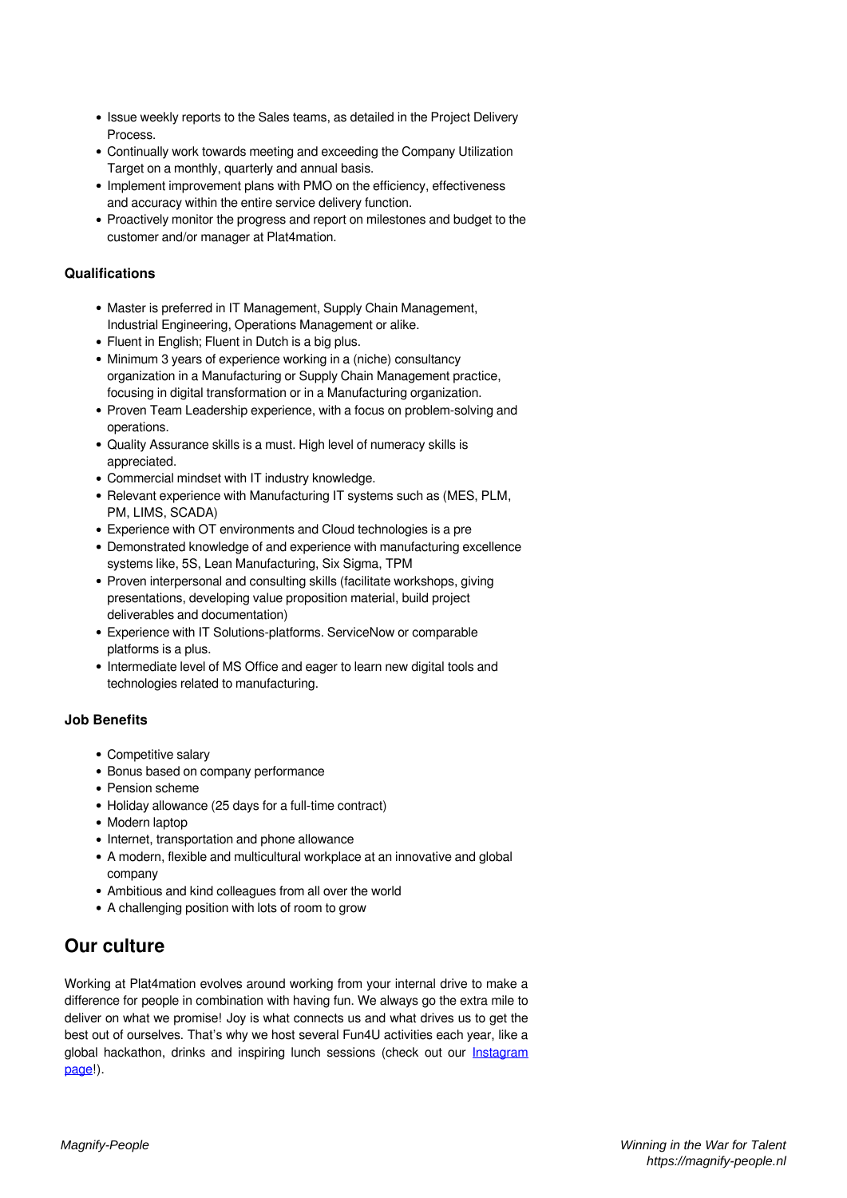- Issue weekly reports to the Sales teams, as detailed in the Project Delivery Process.
- Continually work towards meeting and exceeding the Company Utilization Target on a monthly, quarterly and annual basis.
- Implement improvement plans with PMO on the efficiency, effectiveness and accuracy within the entire service delivery function.
- Proactively monitor the progress and report on milestones and budget to the customer and/or manager at Plat4mation.

### Qualifications

- Master is preferred in IT Management, Supply Chain Management, Industrial Engineering, Operations Management or alike.
- Fluent in English; Fluent in Dutch is a big plus.
- Minimum 3 years of experience working in a (niche) consultancy organization in a Manufacturing or Supply Chain Management practice, focusing in digital transformation or in a Manufacturing organization.
- Proven Team Leadership experience, with a focus on problem-solving and operations.
- Quality Assurance skills is a must. High level of numeracy skills is appreciated.
- Commercial mindset with IT industry knowledge.
- Relevant experience with Manufacturing IT systems such as (MES, PLM, PM, LIMS, SCADA)
- Experience with OT environments and Cloud technologies is a pre
- Demonstrated knowledge of and experience with manufacturing excellence systems like, 5S, Lean Manufacturing, Six Sigma, TPM
- Proven interpersonal and consulting skills (facilitate workshops, giving presentations, developing value proposition material, build project deliverables and documentation)
- Experience with IT Solutions-platforms. ServiceNow or comparable platforms is a plus.
- Intermediate level of MS Office and eager to learn new digital tools and technologies related to manufacturing.

### Job Benefits

- Competitive salary
- Bonus based on company performance
- Pension scheme
- Holiday allowance (25 days for a full-time contract)
- Modern laptop
- Internet, transportation and phone allowance
- A modern, flexible and multicultural workplace at an innovative and global company
- Ambitious and kind colleagues from all over the world
- A challenging position with lots of room to grow

## Our culture

Working at Plat4mation evolves around working from your internal drive to make a difference for people in combination with having fun. We always go the extra mile to deliver on what we promise! Joy is what connects us and what drives us to get the best out of ourselves. That's why we host several Fun4U activities each year, like a global hackathon, drinks and inspiring lunch sessions (check out our Instagram page!).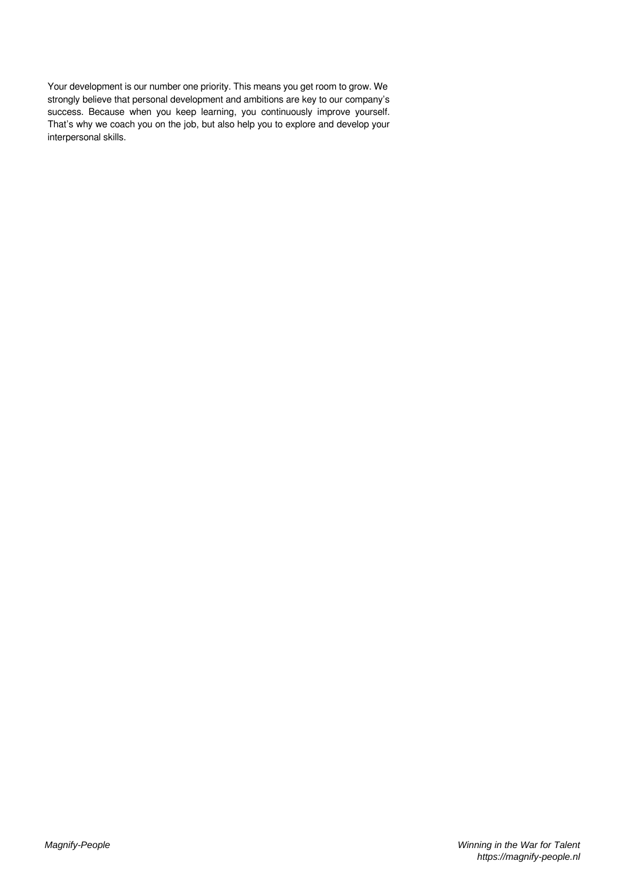Your development is our number one priority. This means you get room to grow. We strongly believe that personal development and ambitions are key to our company's success. Because when you keep learning, you continuously improve yourself. That's why we coach you on the job, but also help you to explore and develop your interpersonal skills.